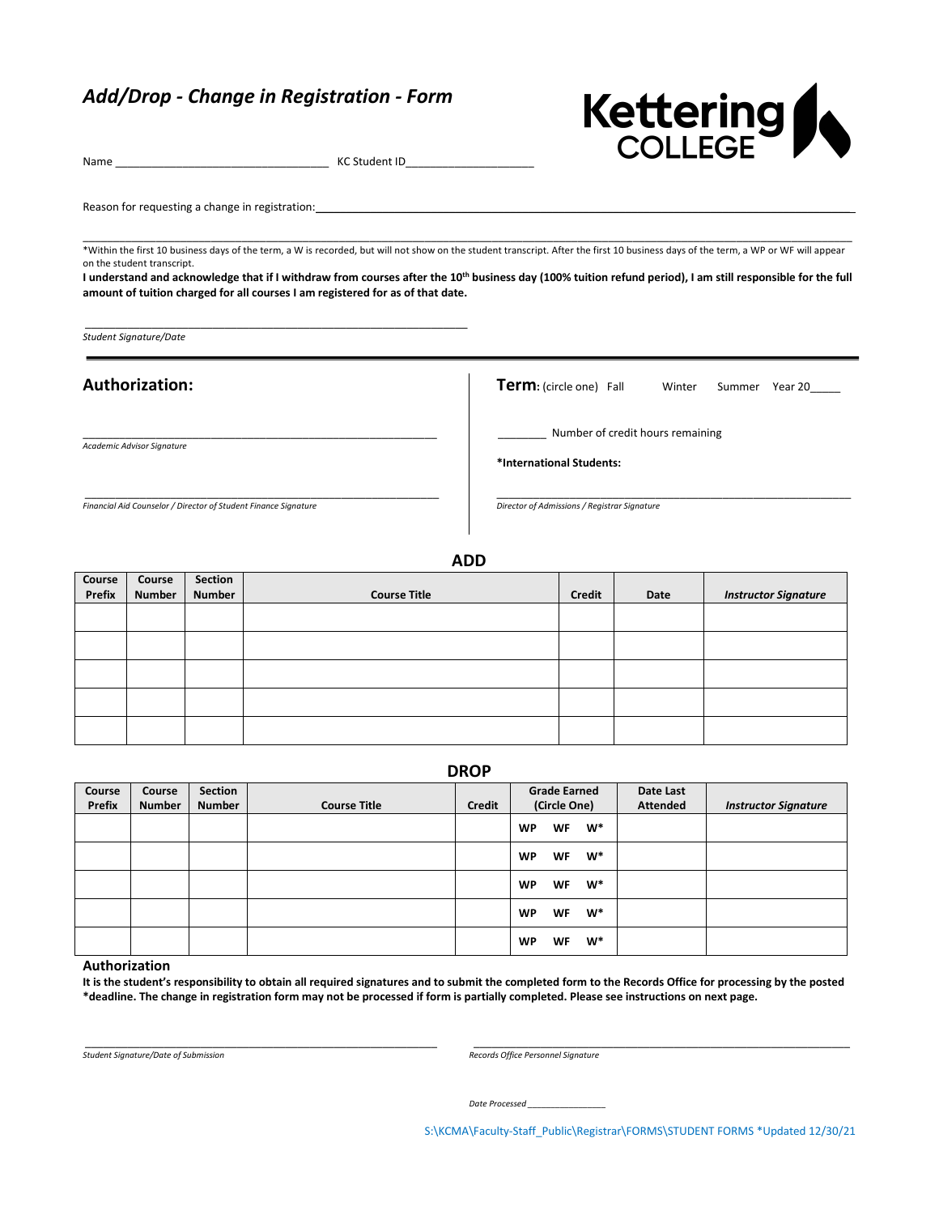# *Add/Drop - Change in Registration - Form*

Kettering COLLEGE

Name ________________________________ KC Student ID____________________

Reason for requesting a change in registration: ____________________________________________________________

____________________________________________________________________________________________

*Within the first 10 business days of the term, a W is recorded, but will not show on the student transcript. After the first 10 business days of the term, a WP or WF will appear on the student transcript.

**I understand and acknowledge that if I withdraw from courses after the 10th business day (100% tuition refund period), I am still responsible for the full amount of tuition charged for all courses I am registered for as of that date.**

____________________________________________________________

*Student Signature/Date*

## Authorization:

____________________________________________________________

*Academic Advisor Signature*

____________________________________________________________

*Financial Aid Counselor / Director of Student Finance Signature*

**Term:** (circle one) Fall Winter Summer Year 20_____

________ Number of credit hours remaining

***International Students:**

____________________________________________________________

*Director of Admissions / Registrar Signature*

## ADD

| Course Prefix | Course Number | Section Number | Course Title | Credit | Date | *Instructor Signature* |
|---|---|---|---|---|---|---|
| | | | | | | |
| | | | | | | |
| | | | | | | |
| | | | | | | |
| | | | | | | |

## DROP

| Course Prefix | Course Number | Section Number | Course Title | Credit | Grade Earned (Circle One) | Date Last Attended | *Instructor Signature* |
|---|---|---|---|---|---|---|---|
| | | | | | WP WF W* | | |
| | | | | | WP WF W* | | |
| | | | | | WP WF W* | | |
| | | | | | WP WF W* | | |
| | | | | | WP WF W* | | |

### Authorization

**It is the student's responsibility to obtain all required signatures and to submit the completed form to the Records Office for processing by the posted *deadline. The change in registration form may not be processed if form is partially completed. Please see instructions on next page.**

____________________________________________________________

*Student Signature/Date of Submission*

____________________________________________________________

*Records Office Personnel Signature*

*Date Processed* ________________

S:\KCMA\Faculty-Staff_Public\Registrar\FORMS\STUDENT FORMS *Updated 12/30/21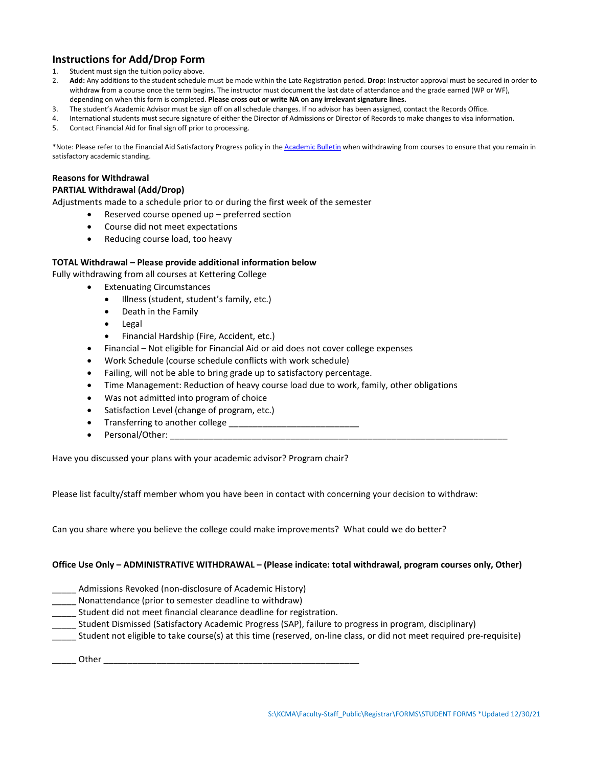## Instructions for Add/Drop Form

1. Student must sign the tuition policy above.
2. **Add:** Any additions to the student schedule must be made within the Late Registration period. **Drop:** Instructor approval must be secured in order to withdraw from a course once the term begins. The instructor must document the last date of attendance and the grade earned (WP or WF), depending on when this form is completed. **Please cross out or write NA on any irrelevant signature lines.**
3. The student's Academic Advisor must be sign off on all schedule changes. If no advisor has been assigned, contact the Records Office.
4. International students must secure signature of either the Director of Admissions or Director of Records to make changes to visa information.
5. Contact Financial Aid for final sign off prior to processing.

*Note: Please refer to the Financial Aid Satisfactory Progress policy in the Academic Bulletin when withdrawing from courses to ensure that you remain in satisfactory academic standing.

**Reasons for Withdrawal**

**PARTIAL Withdrawal (Add/Drop)**

Adjustments made to a schedule prior to or during the first week of the semester

- Reserved course opened up – preferred section
- Course did not meet expectations
- Reducing course load, too heavy

**TOTAL Withdrawal – Please provide additional information below**

Fully withdrawing from all courses at Kettering College

- Extenuating Circumstances
  - Illness (student, student's family, etc.)
  - Death in the Family
  - Legal
  - Financial Hardship (Fire, Accident, etc.)
- Financial – Not eligible for Financial Aid or aid does not cover college expenses
- Work Schedule (course schedule conflicts with work schedule)
- Failing, will not be able to bring grade up to satisfactory percentage.
- Time Management: Reduction of heavy course load due to work, family, other obligations
- Was not admitted into program of choice
- Satisfaction Level (change of program, etc.)
- Transferring to another college ___________________________
- Personal/Other: _________________________________________________________________________

Have you discussed your plans with your academic advisor? Program chair?

Please list faculty/staff member whom you have been in contact with concerning your decision to withdraw:

Can you share where you believe the college could make improvements? What could we do better?

**Office Use Only – ADMINISTRATIVE WITHDRAWAL – (Please indicate: total withdrawal, program courses only, Other)**

_____ Admissions Revoked (non-disclosure of Academic History)

_____ Nonattendance (prior to semester deadline to withdraw)

_____ Student did not meet financial clearance deadline for registration.

_____ Student Dismissed (Satisfactory Academic Progress (SAP), failure to progress in program, disciplinary)

_____ Student not eligible to take course(s) at this time (reserved, on-line class, or did not meet required pre-requisite)

_____ Other _______________________________________________________

S:\KCMA\Faculty-Staff_Public\Registrar\FORMS\STUDENT FORMS *Updated 12/30/21